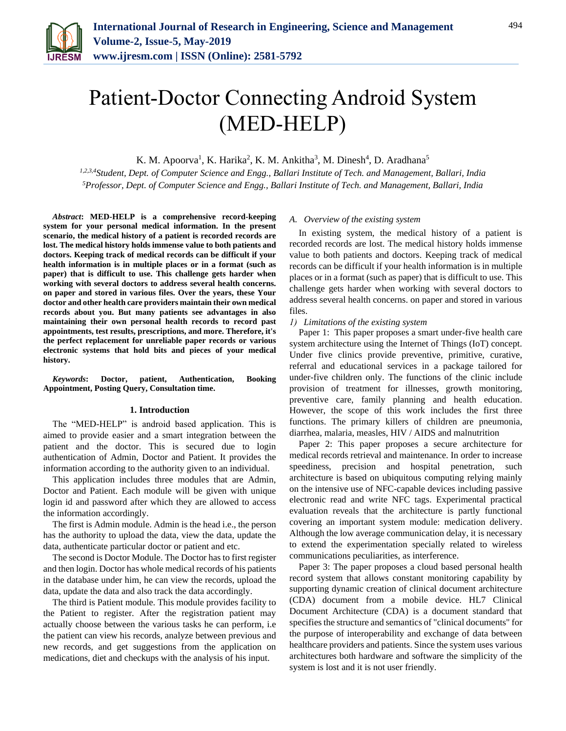# Patient-Doctor Connecting Android System (MED-HELP)

K. M. Apoorva[1], K. Harika[2], K. M. Ankitha[3], M. Dinesh[4], D. Aradhana[5]

[1,2,3,4]*Student, Dept. of Computer Science and Engg., Ballari Institute of Tech. and Management, Ballari, India*
[5]*Professor, Dept. of Computer Science and Engg., Ballari Institute of Tech. and Management, Ballari, India*

***Abstract*: MED-HELP is a comprehensive record-keeping system for your personal medical information. In the present scenario, the medical history of a patient is recorded records are lost. The medical history holds immense value to both patients and doctors. Keeping track of medical records can be difficult if your health information is in multiple places or in a format (such as paper) that is difficult to use. This challenge gets harder when working with several doctors to address several health concerns. on paper and stored in various files. Over the years, these Your doctor and other health care providers maintain their own medical records about you. But many patients see advantages in also maintaining their own personal health records to record past appointments, test results, prescriptions, and more. Therefore, it's the perfect replacement for unreliable paper records or various electronic systems that hold bits and pieces of your medical history.**

***Keywords*: Doctor, patient, Authentication, Booking Appointment, Posting Query, Consultation time.**

## 1. Introduction

The "MED-HELP" is android based application. This is aimed to provide easier and a smart integration between the patient and the doctor. This is secured due to login authentication of Admin, Doctor and Patient. It provides the information according to the authority given to an individual.

This application includes three modules that are Admin, Doctor and Patient. Each module will be given with unique login id and password after which they are allowed to access the information accordingly.

The first is Admin module. Admin is the head i.e., the person has the authority to upload the data, view the data, update the data, authenticate particular doctor or patient and etc.

The second is Doctor Module. The Doctor has to first register and then login. Doctor has whole medical records of his patients in the database under him, he can view the records, upload the data, update the data and also track the data accordingly.

The third is Patient module. This module provides facility to the Patient to register. After the registration patient may actually choose between the various tasks he can perform, i.e the patient can view his records, analyze between previous and new records, and get suggestions from the application on medications, diet and checkups with the analysis of his input.

### *A. Overview of the existing system*

In existing system, the medical history of a patient is recorded records are lost. The medical history holds immense value to both patients and doctors. Keeping track of medical records can be difficult if your health information is in multiple places or in a format (such as paper) that is difficult to use. This challenge gets harder when working with several doctors to address several health concerns. on paper and stored in various files.

#### *1) Limitations of the existing system*

Paper 1: This paper proposes a smart under-five health care system architecture using the Internet of Things (IoT) concept. Under five clinics provide preventive, primitive, curative, referral and educational services in a package tailored for under-five children only. The functions of the clinic include provision of treatment for illnesses, growth monitoring, preventive care, family planning and health education. However, the scope of this work includes the first three functions. The primary killers of children are pneumonia, diarrhea, malaria, measles, HIV / AIDS and malnutrition

Paper 2: This paper proposes a secure architecture for medical records retrieval and maintenance. In order to increase speediness, precision and hospital penetration, such architecture is based on ubiquitous computing relying mainly on the intensive use of NFC-capable devices including passive electronic read and write NFC tags. Experimental practical evaluation reveals that the architecture is partly functional covering an important system module: medication delivery. Although the low average communication delay, it is necessary to extend the experimentation specially related to wireless communications peculiarities, as interference.

Paper 3: The paper proposes a cloud based personal health record system that allows constant monitoring capability by supporting dynamic creation of clinical document architecture (CDA) document from a mobile device. HL7 Clinical Document Architecture (CDA) is a document standard that specifies the structure and semantics of "clinical documents" for the purpose of interoperability and exchange of data between healthcare providers and patients. Since the system uses various architectures both hardware and software the simplicity of the system is lost and it is not user friendly.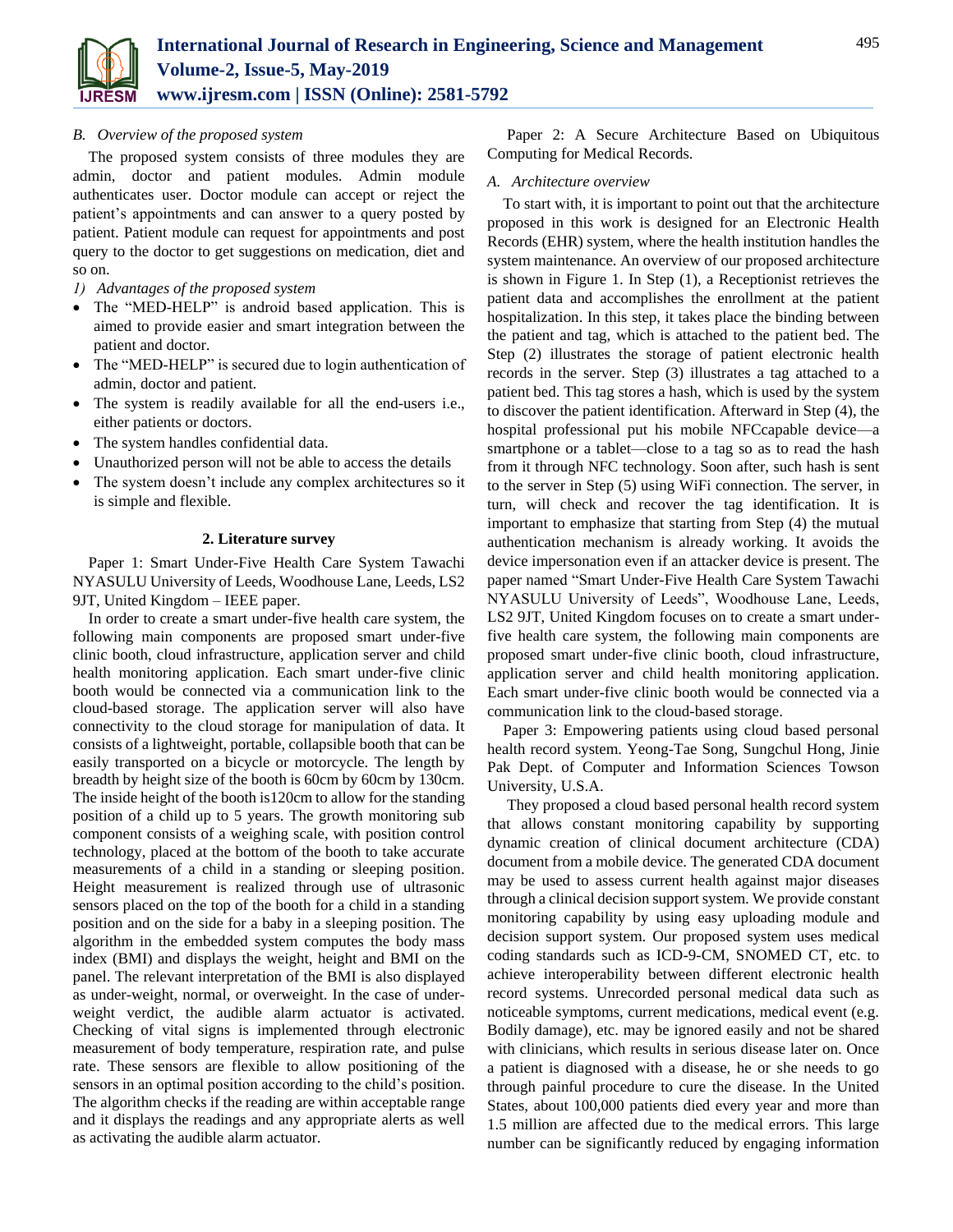### B. Overview of the proposed system

The proposed system consists of three modules they are admin, doctor and patient modules. Admin module authenticates user. Doctor module can accept or reject the patient's appointments and can answer to a query posted by patient. Patient module can request for appointments and post query to the doctor to get suggestions on medication, diet and so on.

*1) Advantages of the proposed system*

- The "MED-HELP" is android based application. This is aimed to provide easier and smart integration between the patient and doctor.
- The "MED-HELP" is secured due to login authentication of admin, doctor and patient.
- The system is readily available for all the end-users i.e., either patients or doctors.
- The system handles confidential data.
- Unauthorized person will not be able to access the details
- The system doesn't include any complex architectures so it is simple and flexible.

## 2. Literature survey

Paper 1: Smart Under-Five Health Care System Tawachi NYASULU University of Leeds, Woodhouse Lane, Leeds, LS2 9JT, United Kingdom – IEEE paper.

In order to create a smart under-five health care system, the following main components are proposed smart under-five clinic booth, cloud infrastructure, application server and child health monitoring application. Each smart under-five clinic booth would be connected via a communication link to the cloud-based storage. The application server will also have connectivity to the cloud storage for manipulation of data. It consists of a lightweight, portable, collapsible booth that can be easily transported on a bicycle or motorcycle. The length by breadth by height size of the booth is 60cm by 60cm by 130cm. The inside height of the booth is120cm to allow for the standing position of a child up to 5 years. The growth monitoring sub component consists of a weighing scale, with position control technology, placed at the bottom of the booth to take accurate measurements of a child in a standing or sleeping position. Height measurement is realized through use of ultrasonic sensors placed on the top of the booth for a child in a standing position and on the side for a baby in a sleeping position. The algorithm in the embedded system computes the body mass index (BMI) and displays the weight, height and BMI on the panel. The relevant interpretation of the BMI is also displayed as under-weight, normal, or overweight. In the case of under-weight verdict, the audible alarm actuator is activated. Checking of vital signs is implemented through electronic measurement of body temperature, respiration rate, and pulse rate. These sensors are flexible to allow positioning of the sensors in an optimal position according to the child's position. The algorithm checks if the reading are within acceptable range and it displays the readings and any appropriate alerts as well as activating the audible alarm actuator.

Paper 2: A Secure Architecture Based on Ubiquitous Computing for Medical Records.

### A. Architecture overview

To start with, it is important to point out that the architecture proposed in this work is designed for an Electronic Health Records (EHR) system, where the health institution handles the system maintenance. An overview of our proposed architecture is shown in Figure 1. In Step (1), a Receptionist retrieves the patient data and accomplishes the enrollment at the patient hospitalization. In this step, it takes place the binding between the patient and tag, which is attached to the patient bed. The Step (2) illustrates the storage of patient electronic health records in the server. Step (3) illustrates a tag attached to a patient bed. This tag stores a hash, which is used by the system to discover the patient identification. Afterward in Step (4), the hospital professional put his mobile NFCcapable device—a smartphone or a tablet—close to a tag so as to read the hash from it through NFC technology. Soon after, such hash is sent to the server in Step (5) using WiFi connection. The server, in turn, will check and recover the tag identification. It is important to emphasize that starting from Step (4) the mutual authentication mechanism is already working. It avoids the device impersonation even if an attacker device is present. The paper named "Smart Under-Five Health Care System Tawachi NYASULU University of Leeds", Woodhouse Lane, Leeds, LS2 9JT, United Kingdom focuses on to create a smart under-five health care system, the following main components are proposed smart under-five clinic booth, cloud infrastructure, application server and child health monitoring application. Each smart under-five clinic booth would be connected via a communication link to the cloud-based storage.

Paper 3: Empowering patients using cloud based personal health record system. Yeong-Tae Song, Sungchul Hong, Jinie Pak Dept. of Computer and Information Sciences Towson University, U.S.A.

They proposed a cloud based personal health record system that allows constant monitoring capability by supporting dynamic creation of clinical document architecture (CDA) document from a mobile device. The generated CDA document may be used to assess current health against major diseases through a clinical decision support system. We provide constant monitoring capability by using easy uploading module and decision support system. Our proposed system uses medical coding standards such as ICD-9-CM, SNOMED CT, etc. to achieve interoperability between different electronic health record systems. Unrecorded personal medical data such as noticeable symptoms, current medications, medical event (e.g. Bodily damage), etc. may be ignored easily and not be shared with clinicians, which results in serious disease later on. Once a patient is diagnosed with a disease, he or she needs to go through painful procedure to cure the disease. In the United States, about 100,000 patients died every year and more than 1.5 million are affected due to the medical errors. This large number can be significantly reduced by engaging information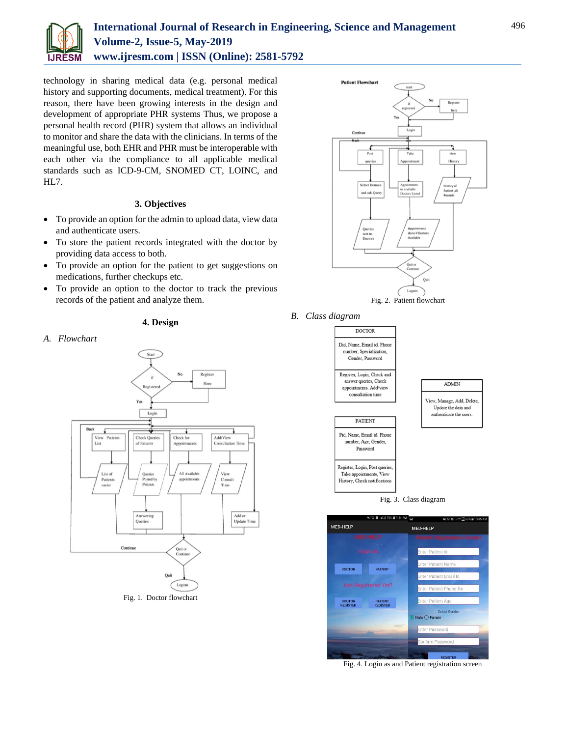technology in sharing medical data (e.g. personal medical history and supporting documents, medical treatment). For this reason, there have been growing interests in the design and development of appropriate PHR systems Thus, we propose a personal health record (PHR) system that allows an individual to monitor and share the data with the clinicians. In terms of the meaningful use, both EHR and PHR must be interoperable with each other via the compliance to all applicable medical standards such as ICD-9-CM, SNOMED CT, LOINC, and HL7.

## 3. Objectives

- To provide an option for the admin to upload data, view data and authenticate users.
- To store the patient records integrated with the doctor by providing data access to both.
- To provide an option for the patient to get suggestions on medications, further checkups etc.
- To provide an option to the doctor to track the previous records of the patient and analyze them.

## 4. Design

### *A. Flowchart*

Fig. 1. Doctor flowchart

Fig. 2. Patient flowchart

### *B. Class diagram*

Fig. 3. Class diagram

Fig. 4. Login as and Patient registration screen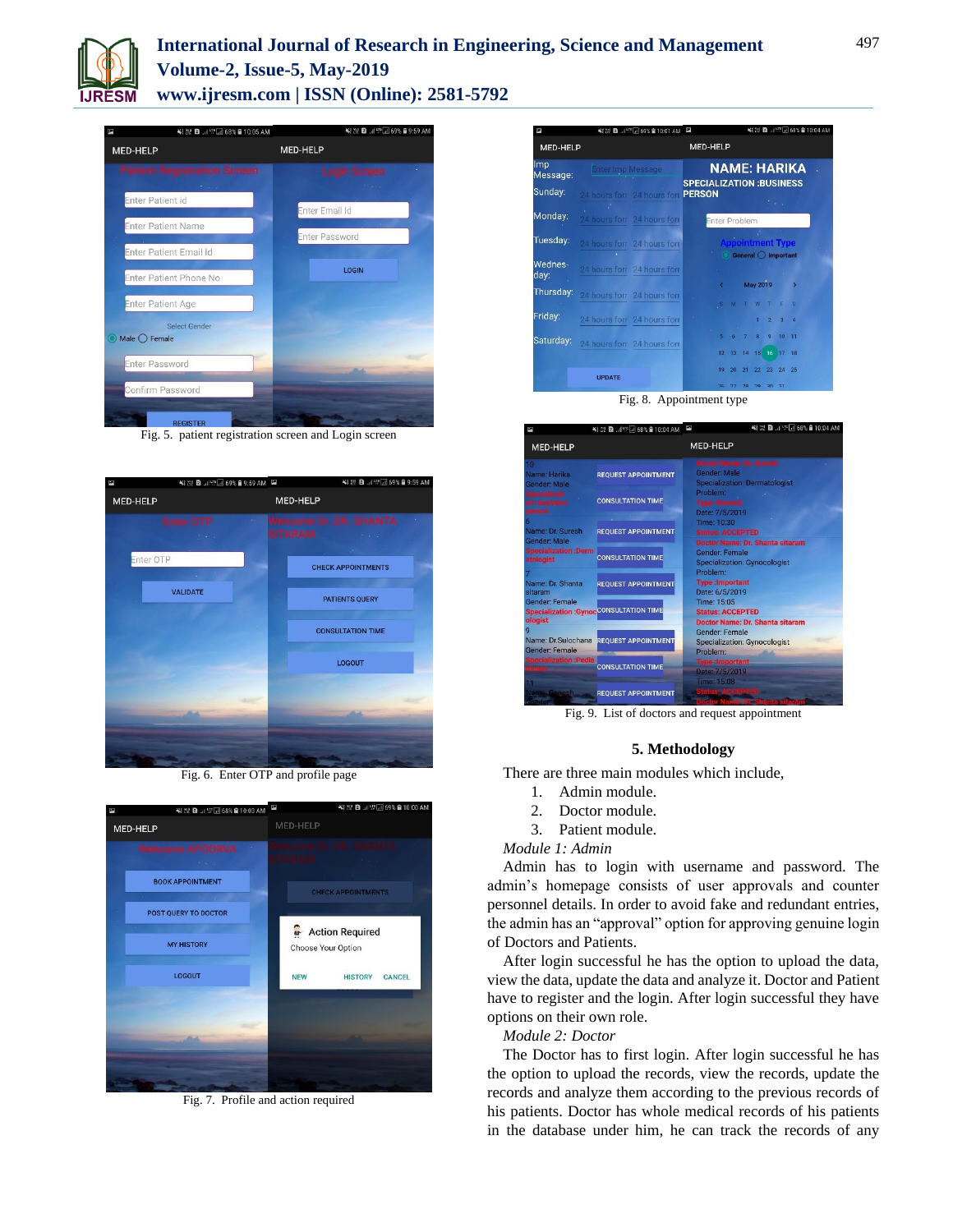Fig. 5. patient registration screen and Login screen

Fig. 6. Enter OTP and profile page

Fig. 7. Profile and action required

Fig. 8. Appointment type

Fig. 9. List of doctors and request appointment

## 5. Methodology

There are three main modules which include,

1. Admin module.
2. Doctor module.
3. Patient module.

*Module 1: Admin*

Admin has to login with username and password. The admin's homepage consists of user approvals and counter personnel details. In order to avoid fake and redundant entries, the admin has an "approval" option for approving genuine login of Doctors and Patients.

After login successful he has the option to upload the data, view the data, update the data and analyze it. Doctor and Patient have to register and the login. After login successful they have options on their own role.

*Module 2: Doctor*

The Doctor has to first login. After login successful he has the option to upload the records, view the records, update the records and analyze them according to the previous records of his patients. Doctor has whole medical records of his patients in the database under him, he can track the records of any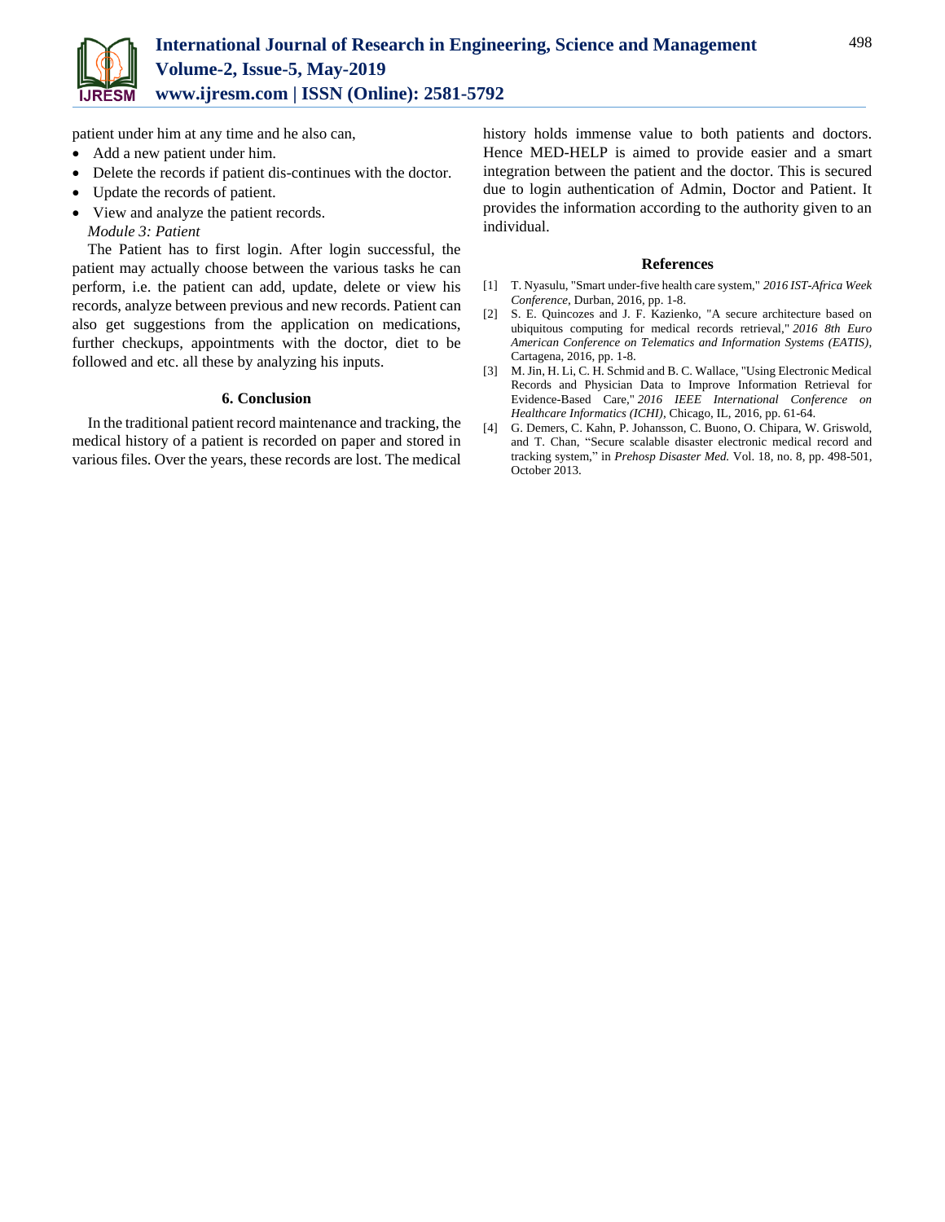patient under him at any time and he also can,

- Add a new patient under him.
- Delete the records if patient dis-continues with the doctor.
- Update the records of patient.
- View and analyze the patient records.

*Module 3: Patient*

The Patient has to first login. After login successful, the patient may actually choose between the various tasks he can perform, i.e. the patient can add, update, delete or view his records, analyze between previous and new records. Patient can also get suggestions from the application on medications, further checkups, appointments with the doctor, diet to be followed and etc. all these by analyzing his inputs.

## 6. Conclusion

In the traditional patient record maintenance and tracking, the medical history of a patient is recorded on paper and stored in various files. Over the years, these records are lost. The medical history holds immense value to both patients and doctors. Hence MED-HELP is aimed to provide easier and a smart integration between the patient and the doctor. This is secured due to login authentication of Admin, Doctor and Patient. It provides the information according to the authority given to an individual.

## References

[1] T. Nyasulu, "Smart under-five health care system," *2016 IST-Africa Week Conference*, Durban, 2016, pp. 1-8.

[2] S. E. Quincozes and J. F. Kazienko, "A secure architecture based on ubiquitous computing for medical records retrieval," *2016 8th Euro American Conference on Telematics and Information Systems (EATIS)*, Cartagena, 2016, pp. 1-8.

[3] M. Jin, H. Li, C. H. Schmid and B. C. Wallace, "Using Electronic Medical Records and Physician Data to Improve Information Retrieval for Evidence-Based Care," *2016 IEEE International Conference on Healthcare Informatics (ICHI)*, Chicago, IL, 2016, pp. 61-64.

[4] G. Demers, C. Kahn, P. Johansson, C. Buono, O. Chipara, W. Griswold, and T. Chan, "Secure scalable disaster electronic medical record and tracking system," in *Prehosp Disaster Med.* Vol. 18, no. 8, pp. 498-501, October 2013.